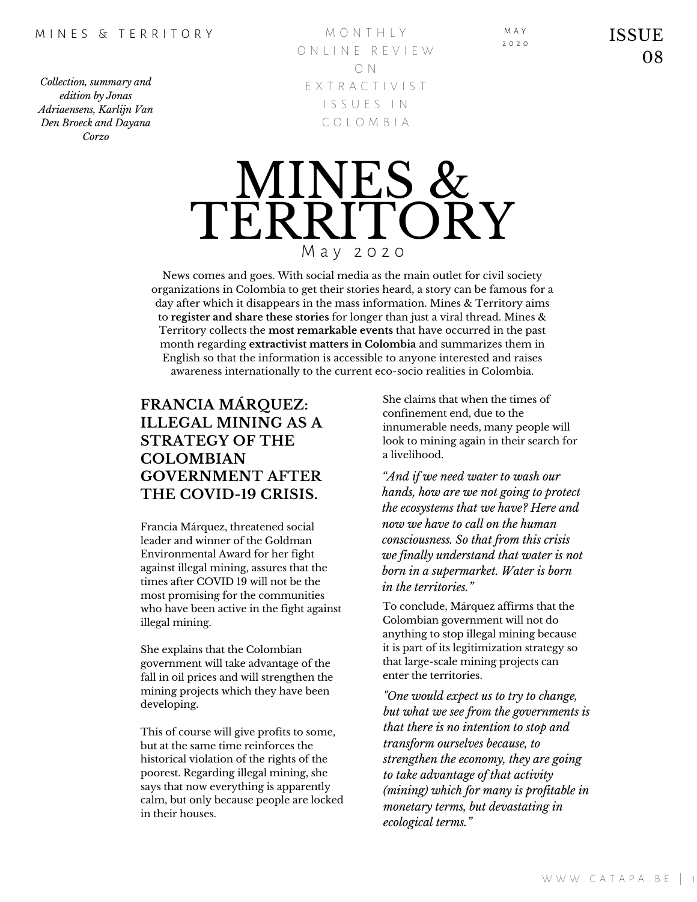MINES & TERRITORY

MONTHLY ONLINE REVIEW ON EXTRACTIVIST ISSUES IN COLOMBIA

MAY 2020

ISSUE 08

*Collection, summary and edition by Jonas Adriaensens, Karlijn Van Den Broeck and Dayana Corzo*

# MINES & TERRITORY

May 2020

News comes and goes. With social media as the main outlet for civil society organizations in Colombia to get their stories heard, a story can be famous for a day after which it disappears in the mass information. Mines & Territory aims to **register and share these stories** for longer than just a viral thread. Mines & Territory collects the **most remarkable events** that have occurred in the past month regarding **extractivist matters in Colombia** and summarizes them in English so that the information is accessible to anyone interested and raises awareness internationally to the current eco-socio realities in Colombia.

## FRANCIA MÁRQUEZ: ILLEGAL MINING AS A STRATEGY OF THE COLOMBIAN GOVERNMENT AFTER THE COVID-19 CRISIS.

Francia Márquez, threatened social leader and winner of the Goldman Environmental Award for her fight against illegal mining, assures that the times after COVID 19 will not be the most promising for the communities who have been active in the fight against illegal mining.

She explains that the Colombian government will take advantage of the fall in oil prices and will strengthen the mining projects which they have been developing.

This of course will give profits to some, but at the same time reinforces the historical violation of the rights of the poorest. Regarding illegal mining, she says that now everything is apparently calm, but only because people are locked in their houses.

She claims that when the times of confinement end, due to the innumerable needs, many people will look to mining again in their search for a livelihood.

*"And if we need water to wash our hands, how are we not going to protect the ecosystems that we have? Here and now we have to call on the human consciousness. So that from this crisis we finally understand that water is not born in a supermarket. Water is born in the territories."*

To conclude, Márquez affirms that the Colombian government will not do anything to stop illegal mining because it is part of its legitimization strategy so that large-scale mining projects can enter the territories.

*"One would expect us to try to change, but what we see from the governments is that there is no intention to stop and transform ourselves because, to strengthen the economy, they are going to take advantage of that activity (mining) which for many is profitable in monetary terms, but devastating in ecological terms."*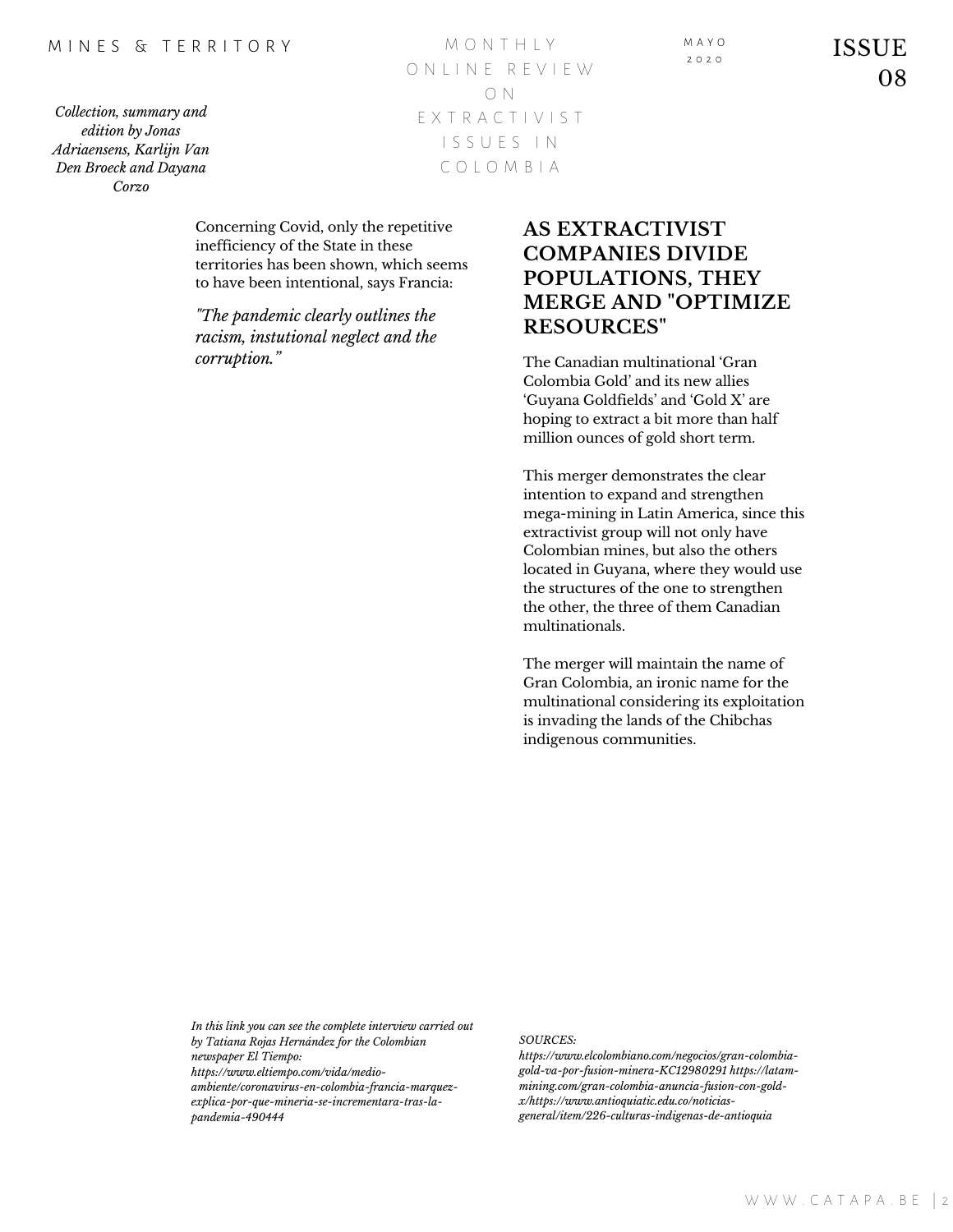Concerning Covid, only the repetitive inefficiency of the State in these territories has been shown, which seems to have been intentional, says Francia:

*"The pandemic clearly outlines the racism, instutional neglect and the corruption."*

*In this link you can see the complete interview carried out by Tatiana Rojas Hernández for the Colombian newspaper El Tiempo: https://www.eltiempo.com/vida/medio-ambiente/coronavirus-en-colombia-francia-marquez-explica-por-que-mineria-se-incrementara-tras-la-pandemia-490444*

## AS EXTRACTIVIST COMPANIES DIVIDE POPULATIONS, THEY MERGE AND "OPTIMIZE RESOURCES"

The Canadian multinational 'Gran Colombia Gold' and its new allies 'Guyana Goldfields' and 'Gold X' are hoping to extract a bit more than half million ounces of gold short term.

This merger demonstrates the clear intention to expand and strengthen mega-mining in Latin America, since this extractivist group will not only have Colombian mines, but also the others located in Guyana, where they would use the structures of the one to strengthen the other, the three of them Canadian multinationals.

The merger will maintain the name of Gran Colombia, an ironic name for the multinational considering its exploitation is invading the lands of the Chibchas indigenous communities.

*SOURCES: https://www.elcolombiano.com/negocios/gran-colombia-gold-va-por-fusion-minera-KC12980291 https://latam-mining.com/gran-colombia-anuncia-fusion-con-gold-x/https://www.antioquiatic.edu.co/noticias-general/item/226-culturas-indigenas-de-antioquia*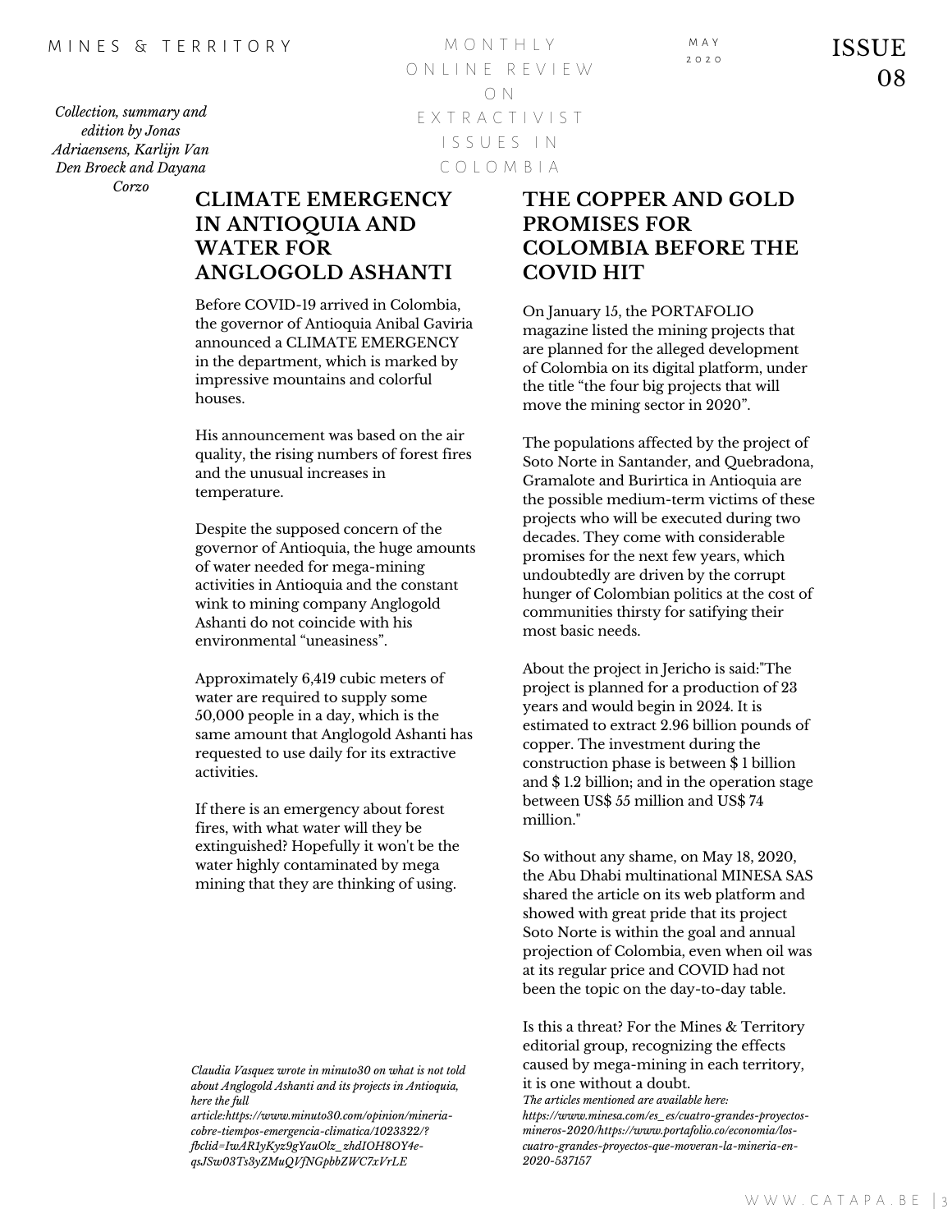*Collection, summary and edition by Jonas Adriaensens, Karlijn Van Den Broeck and Dayana Corzo*

## CLIMATE EMERGENCY IN ANTIOQUIA AND WATER FOR ANGLOGOLD ASHANTI

Before COVID-19 arrived in Colombia, the governor of Antioquia Anibal Gaviria announced a CLIMATE EMERGENCY in the department, which is marked by impressive mountains and colorful houses.

His announcement was based on the air quality, the rising numbers of forest fires and the unusual increases in temperature.

Despite the supposed concern of the governor of Antioquia, the huge amounts of water needed for mega-mining activities in Antioquia and the constant wink to mining company Anglogold Ashanti do not coincide with his environmental "uneasiness".

Approximately 6,419 cubic meters of water are required to supply some 50,000 people in a day, which is the same amount that Anglogold Ashanti has requested to use daily for its extractive activities.

If there is an emergency about forest fires, with what water will they be extinguished? Hopefully it won't be the water highly contaminated by mega mining that they are thinking of using.

*Claudia Vasquez wrote in minuto30 on what is not told about Anglogold Ashanti and its projects in Antioquia, here the full article:https://www.minuto30.com/opinion/mineria-cobre-tiempos-emergencia-climatica/1023322/?fbclid=IwAR1yKyz9gYauOlz_zhdIOH8OY4e-qsJSw03Ts3yZMuQVfNGpbbZWC7xVrLE*

## THE COPPER AND GOLD PROMISES FOR COLOMBIA BEFORE THE COVID HIT

On January 15, the PORTAFOLIO magazine listed the mining projects that are planned for the alleged development of Colombia on its digital platform, under the title "the four big projects that will move the mining sector in 2020".

The populations affected by the project of Soto Norte in Santander, and Quebradona, Gramalote and Burirtica in Antioquia are the possible medium-term victims of these projects who will be executed during two decades. They come with considerable promises for the next few years, which undoubtedly are driven by the corrupt hunger of Colombian politics at the cost of communities thirsty for satifying their most basic needs.

About the project in Jericho is said:"The project is planned for a production of 23 years and would begin in 2024. It is estimated to extract 2.96 billion pounds of copper. The investment during the construction phase is between $ 1 billion and $ 1.2 billion; and in the operation stage between US$ 55 million and US$ 74 million."

So without any shame, on May 18, 2020, the Abu Dhabi multinational MINESA SAS shared the article on its web platform and showed with great pride that its project Soto Norte is within the goal and annual projection of Colombia, even when oil was at its regular price and COVID had not been the topic on the day-to-day table.

Is this a threat? For the Mines & Territory editorial group, recognizing the effects caused by mega-mining in each territory, it is one without a doubt.

*The articles mentioned are available here: https://www.minesa.com/es_es/cuatro-grandes-proyectos-mineros-2020/https://www.portafolio.co/economia/los-cuatro-grandes-proyectos-que-moveran-la-mineria-en-2020-537157*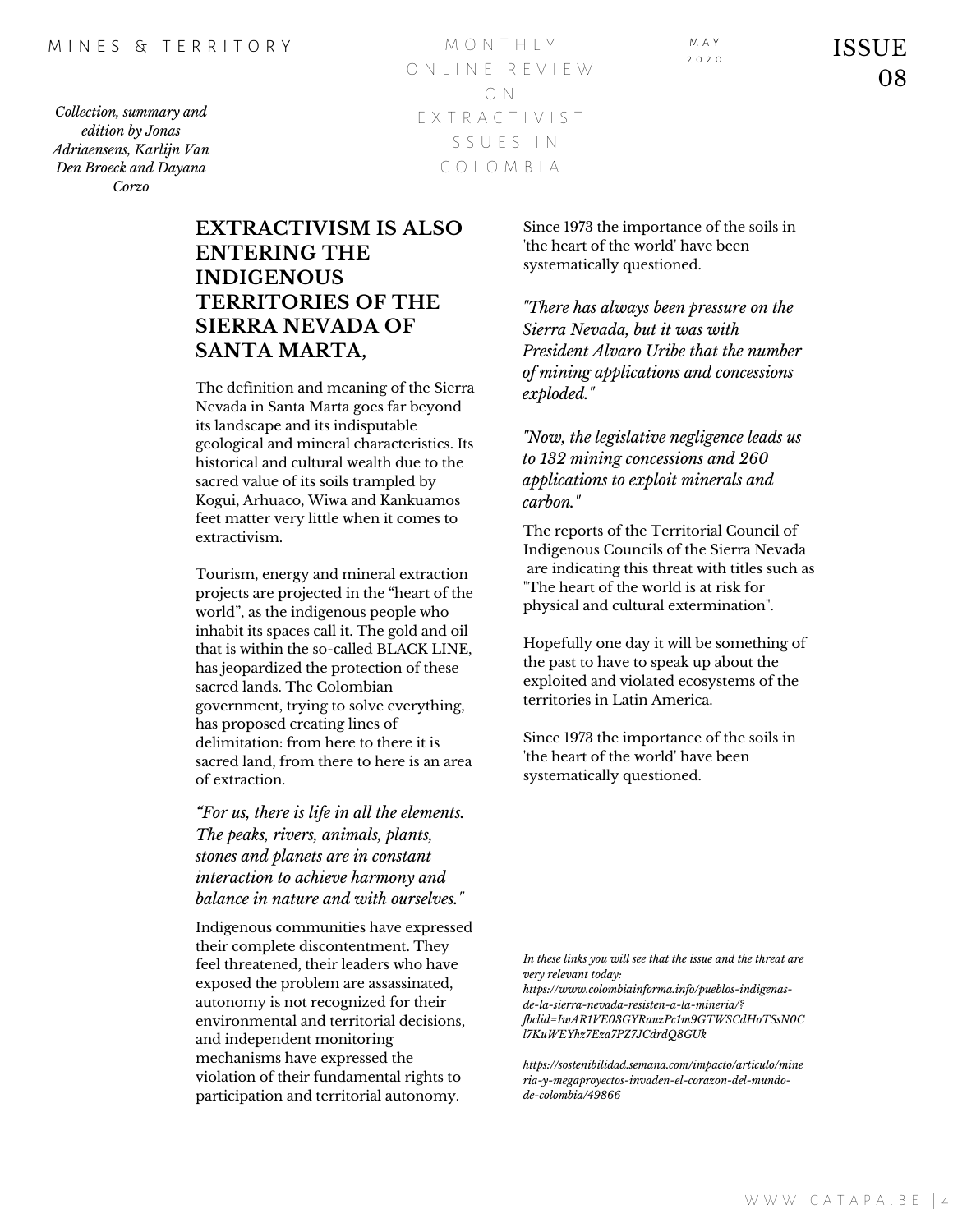*Collection, summary and edition by Jonas Adriaensens, Karlijn Van Den Broeck and Dayana Corzo*

## EXTRACTIVISM IS ALSO ENTERING THE INDIGENOUS TERRITORIES OF THE SIERRA NEVADA OF SANTA MARTA,

The definition and meaning of the Sierra Nevada in Santa Marta goes far beyond its landscape and its indisputable geological and mineral characteristics. Its historical and cultural wealth due to the sacred value of its soils trampled by Kogui, Arhuaco, Wiwa and Kankuamos feet matter very little when it comes to extractivism.

Tourism, energy and mineral extraction projects are projected in the "heart of the world", as the indigenous people who inhabit its spaces call it. The gold and oil that is within the so-called BLACK LINE, has jeopardized the protection of these sacred lands. The Colombian government, trying to solve everything, has proposed creating lines of delimitation: from here to there it is sacred land, from there to here is an area of extraction.

*"For us, there is life in all the elements. The peaks, rivers, animals, plants, stones and planets are in constant interaction to achieve harmony and balance in nature and with ourselves."*

Indigenous communities have expressed their complete discontentment. They feel threatened, their leaders who have exposed the problem are assassinated, autonomy is not recognized for their environmental and territorial decisions, and independent monitoring mechanisms have expressed the violation of their fundamental rights to participation and territorial autonomy.

Since 1973 the importance of the soils in 'the heart of the world' have been systematically questioned.

*"There has always been pressure on the Sierra Nevada, but it was with President Alvaro Uribe that the number of mining applications and concessions exploded."*

*"Now, the legislative negligence leads us to 132 mining concessions and 260 applications to exploit minerals and carbon."*

The reports of the Territorial Council of Indigenous Councils of the Sierra Nevada are indicating this threat with titles such as "The heart of the world is at risk for physical and cultural extermination".

Hopefully one day it will be something of the past to have to speak up about the exploited and violated ecosystems of the territories in Latin America.

Since 1973 the importance of the soils in 'the heart of the world' have been systematically questioned.

*In these links you will see that the issue and the threat are very relevant today:*
*https://www.colombiainforma.info/pueblos-indigenas-de-la-sierra-nevada-resisten-a-la-mineria/?fbclid=IwAR1VE03GYRauzPc1m9GTWSCdHoTSsN0Cl7KuWEYhz7Eza7PZ7JCdrdQ8GUk*

*https://sostenibilidad.semana.com/impacto/articulo/mineria-y-megaproyectos-invaden-el-corazon-del-mundo-de-colombia/49866*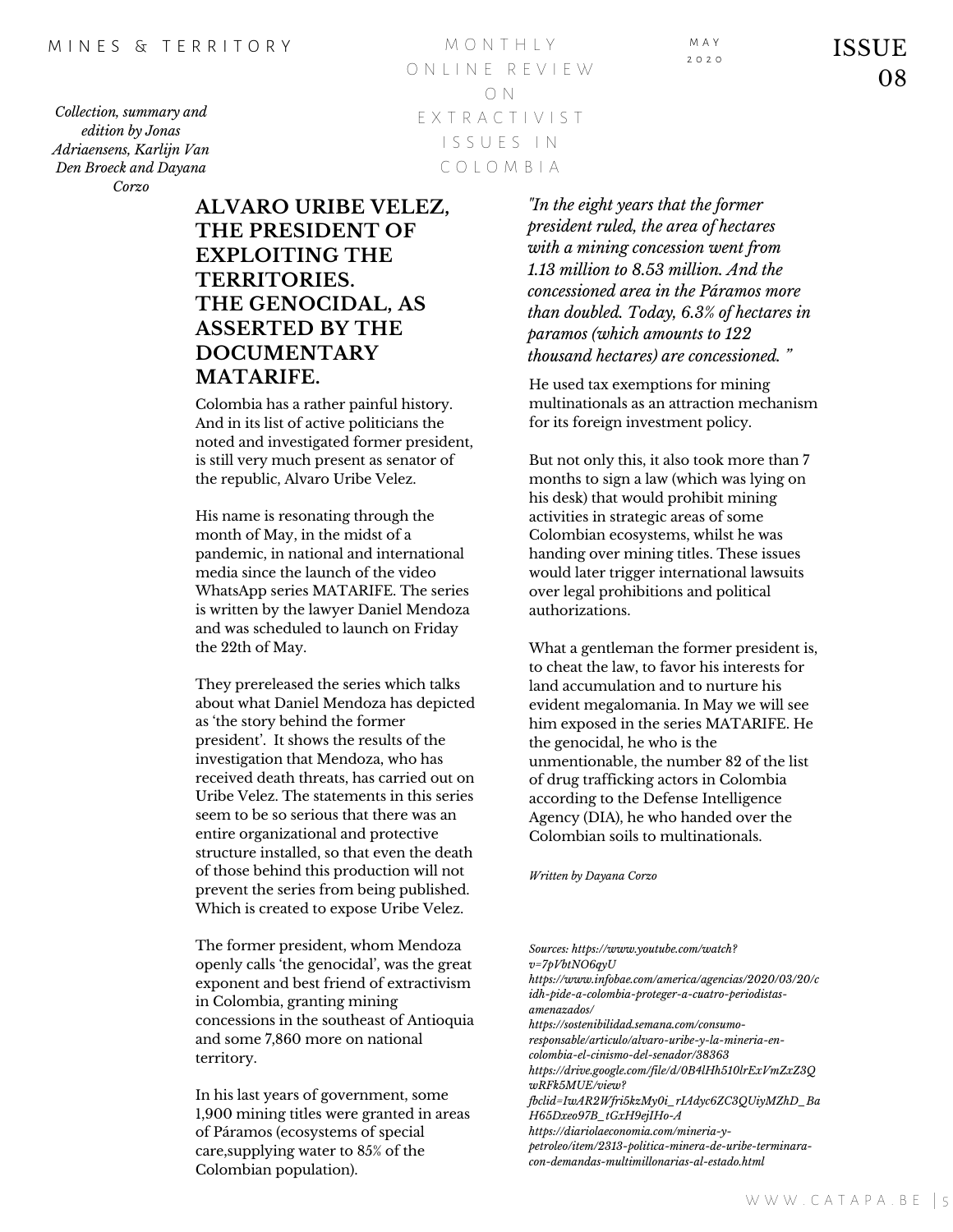*Collection, summary and edition by Jonas Adriaensens, Karlijn Van Den Broeck and Dayana Corzo*

## ALVARO URIBE VELEZ, THE PRESIDENT OF EXPLOITING THE TERRITORIES. THE GENOCIDAL, AS ASSERTED BY THE DOCUMENTARY MATARIFE.

Colombia has a rather painful history. And in its list of active politicians the noted and investigated former president, is still very much present as senator of the republic, Alvaro Uribe Velez.

His name is resonating through the month of May, in the midst of a pandemic, in national and international media since the launch of the video WhatsApp series MATARIFE. The series is written by the lawyer Daniel Mendoza and was scheduled to launch on Friday the 22th of May.

They prereleased the series which talks about what Daniel Mendoza has depicted as 'the story behind the former president'. It shows the results of the investigation that Mendoza, who has received death threats, has carried out on Uribe Velez. The statements in this series seem to be so serious that there was an entire organizational and protective structure installed, so that even the death of those behind this production will not prevent the series from being published. Which is created to expose Uribe Velez.

The former president, whom Mendoza openly calls 'the genocidal', was the great exponent and best friend of extractivism in Colombia, granting mining concessions in the southeast of Antioquia and some 7,860 more on national territory.

In his last years of government, some 1,900 mining titles were granted in areas of Páramos (ecosystems of special care,supplying water to 85% of the Colombian population).

*"In the eight years that the former president ruled, the area of hectares with a mining concession went from 1.13 million to 8.53 million. And the concessioned area in the Páramos more than doubled. Today, 6.3% of hectares in paramos (which amounts to 122 thousand hectares) are concessioned. "*

He used tax exemptions for mining multinationals as an attraction mechanism for its foreign investment policy.

But not only this, it also took more than 7 months to sign a law (which was lying on his desk) that would prohibit mining activities in strategic areas of some Colombian ecosystems, whilst he was handing over mining titles. These issues would later trigger international lawsuits over legal prohibitions and political authorizations.

What a gentleman the former president is, to cheat the law, to favor his interests for land accumulation and to nurture his evident megalomania. In May we will see him exposed in the series MATARIFE. He the genocidal, he who is the unmentionable, the number 82 of the list of drug trafficking actors in Colombia according to the Defense Intelligence Agency (DIA), he who handed over the Colombian soils to multinationals.

*Written by Dayana Corzo*

*Sources: https://www.youtube.com/watch?v=7pVbtNO6qyU*
*https://www.infobae.com/america/agencias/2020/03/20/cidh-pide-a-colombia-proteger-a-cuatro-periodistas-amenazados/*
*https://sostenibilidad.semana.com/consumo-responsable/articulo/alvaro-uribe-y-la-mineria-en-colombia-el-cinismo-del-senador/38363*
*https://drive.google.com/file/d/0B4lHh510lrExVmZxZ3QwRFk5MUE/view?fbclid=IwAR2Wfri5kzMy0i_rIAdyc6ZC3QUiyMZhD_BaH65Dxeo97B_tGxH9ejIHo-A*
*https://diariolaeconomia.com/mineria-y-petroleo/item/2313-politica-minera-de-uribe-terminara-con-demandas-multimillonarias-al-estado.html*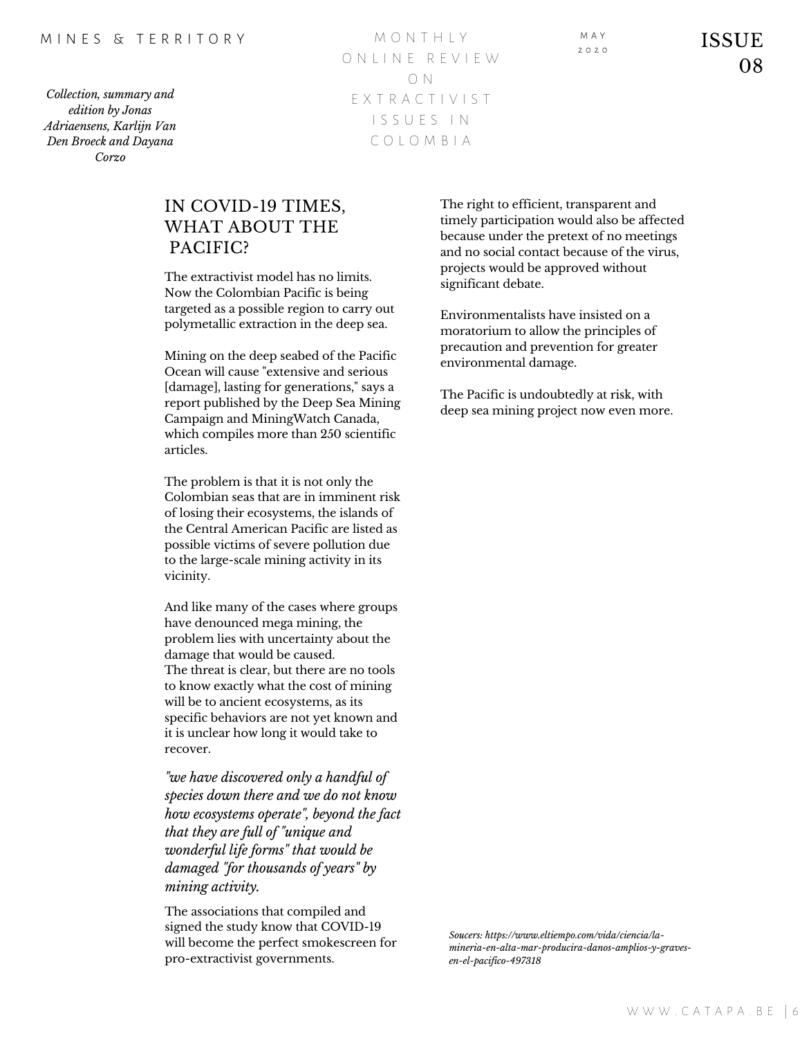## IN COVID-19 TIMES, WHAT ABOUT THE PACIFIC?

The extractivist model has no limits. Now the Colombian Pacific is being targeted as a possible region to carry out polymetallic extraction in the deep sea.

Mining on the deep seabed of the Pacific Ocean will cause "extensive and serious [damage], lasting for generations," says a report published by the Deep Sea Mining Campaign and MiningWatch Canada, which compiles more than 250 scientific articles.

The problem is that it is not only the Colombian seas that are in imminent risk of losing their ecosystems, the islands of the Central American Pacific are listed as possible victims of severe pollution due to the large-scale mining activity in its vicinity.

And like many of the cases where groups have denounced mega mining, the problem lies with uncertainty about the damage that would be caused.
The threat is clear, but there are no tools to know exactly what the cost of mining will be to ancient ecosystems, as its specific behaviors are not yet known and it is unclear how long it would take to recover.

*"we have discovered only a handful of species down there and we do not know how ecosystems operate", beyond the fact that they are full of "unique and wonderful life forms" that would be damaged "for thousands of years" by mining activity.*

The associations that compiled and signed the study know that COVID-19 will become the perfect smokescreen for pro-extractivist governments.

The right to efficient, transparent and timely participation would also be affected because under the pretext of no meetings and no social contact because of the virus, projects would be approved without significant debate.

Environmentalists have insisted on a moratorium to allow the principles of precaution and prevention for greater environmental damage.

The Pacific is undoubtedly at risk, with deep sea mining project now even more.

*Soucers: https://www.eltiempo.com/vida/ciencia/la-mineria-en-alta-mar-producira-danos-amplios-y-graves-en-el-pacifico-497318*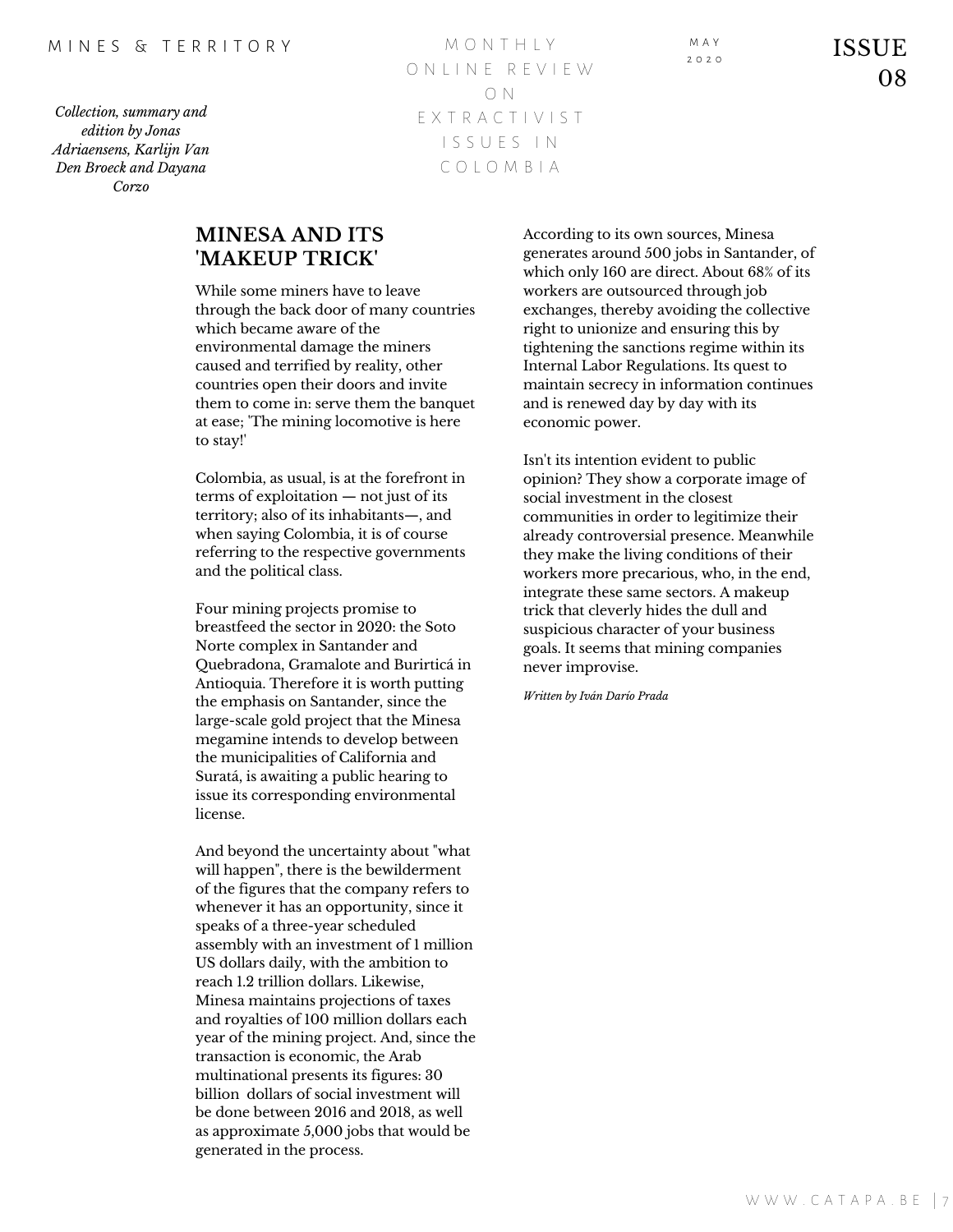## MINESA AND ITS 'MAKEUP TRICK'

While some miners have to leave through the back door of many countries which became aware of the environmental damage the miners caused and terrified by reality, other countries open their doors and invite them to come in: serve them the banquet at ease; 'The mining locomotive is here to stay!'

Colombia, as usual, is at the forefront in terms of exploitation — not just of its territory; also of its inhabitants—, and when saying Colombia, it is of course referring to the respective governments and the political class.

Four mining projects promise to breastfeed the sector in 2020: the Soto Norte complex in Santander and Quebradona, Gramalote and Burirticá in Antioquia. Therefore it is worth putting the emphasis on Santander, since the large-scale gold project that the Minesa megamine intends to develop between the municipalities of California and Suratá, is awaiting a public hearing to issue its corresponding environmental license.

And beyond the uncertainty about "what will happen", there is the bewilderment of the figures that the company refers to whenever it has an opportunity, since it speaks of a three-year scheduled assembly with an investment of 1 million US dollars daily, with the ambition to reach 1.2 trillion dollars. Likewise, Minesa maintains projections of taxes and royalties of 100 million dollars each year of the mining project. And, since the transaction is economic, the Arab multinational presents its figures: 30 billion dollars of social investment will be done between 2016 and 2018, as well as approximate 5,000 jobs that would be generated in the process.

According to its own sources, Minesa generates around 500 jobs in Santander, of which only 160 are direct. About 68% of its workers are outsourced through job exchanges, thereby avoiding the collective right to unionize and ensuring this by tightening the sanctions regime within its Internal Labor Regulations. Its quest to maintain secrecy in information continues and is renewed day by day with its economic power.

Isn't its intention evident to public opinion? They show a corporate image of social investment in the closest communities in order to legitimize their already controversial presence. Meanwhile they make the living conditions of their workers more precarious, who, in the end, integrate these same sectors. A makeup trick that cleverly hides the dull and suspicious character of your business goals. It seems that mining companies never improvise.

*Written by Iván Darío Prada*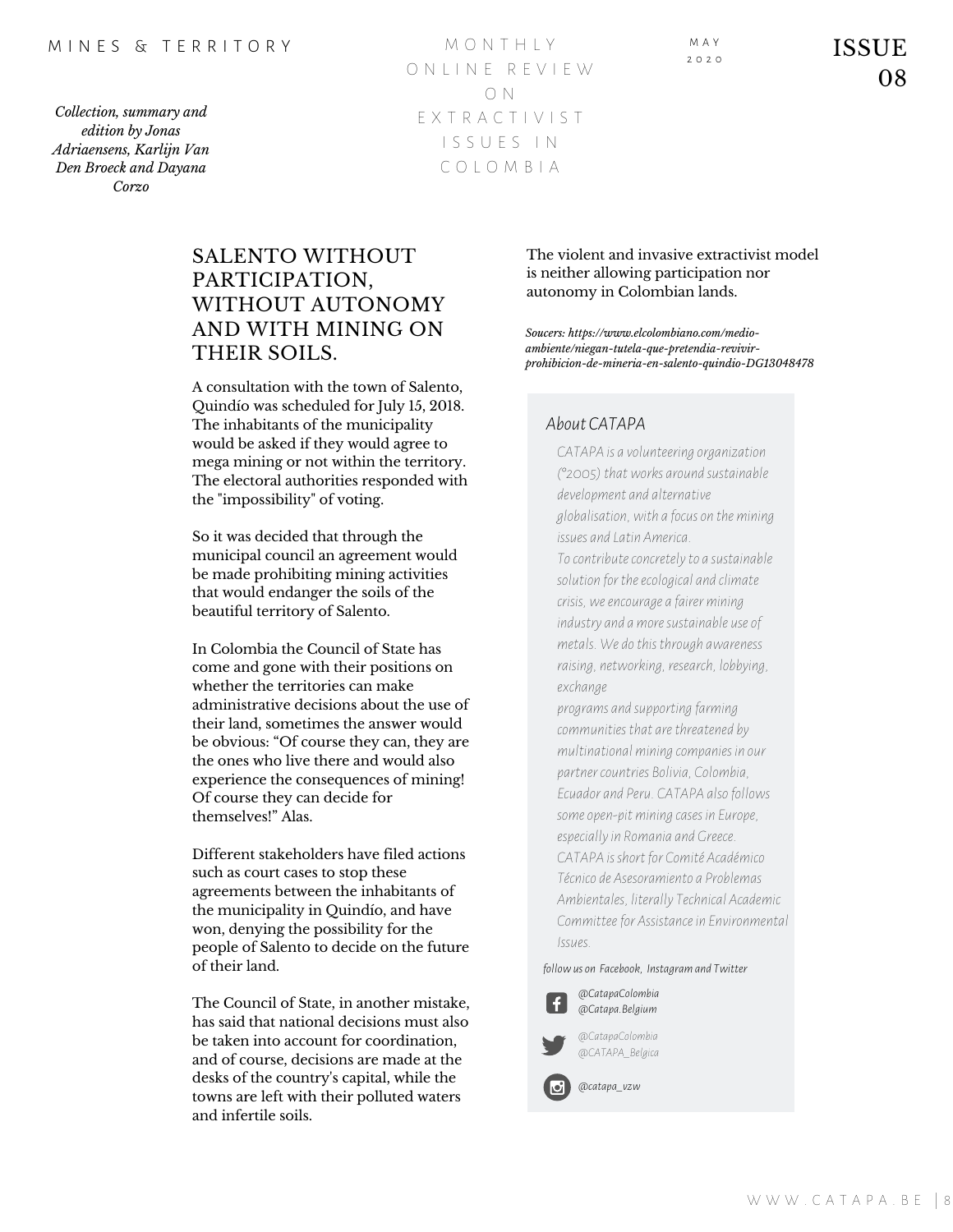## SALENTO WITHOUT PARTICIPATION, WITHOUT AUTONOMY AND WITH MINING ON THEIR SOILS.

A consultation with the town of Salento, Quindío was scheduled for July 15, 2018. The inhabitants of the municipality would be asked if they would agree to mega mining or not within the territory. The electoral authorities responded with the "impossibility" of voting.

So it was decided that through the municipal council an agreement would be made prohibiting mining activities that would endanger the soils of the beautiful territory of Salento.

In Colombia the Council of State has come and gone with their positions on whether the territories can make administrative decisions about the use of their land, sometimes the answer would be obvious: "Of course they can, they are the ones who live there and would also experience the consequences of mining! Of course they can decide for themselves!" Alas.

Different stakeholders have filed actions such as court cases to stop these agreements between the inhabitants of the municipality in Quindío, and have won, denying the possibility for the people of Salento to decide on the future of their land.

The Council of State, in another mistake, has said that national decisions must also be taken into account for coordination, and of course, decisions are made at the desks of the country's capital, while the towns are left with their polluted waters and infertile soils.

The violent and invasive extractivist model is neither allowing participation nor autonomy in Colombian lands.

*Soucers: https://www.elcolombiano.com/medio-ambiente/niegan-tutela-que-pretendia-revivir-prohibicion-de-mineria-en-salento-quindio-DG13048478*

### About CATAPA

*CATAPA is a volunteering organization (°2005) that works around sustainable development and alternative globalisation, with a focus on the mining issues and Latin America.*
*To contribute concretely to a sustainable solution for the ecological and climate crisis, we encourage a fairer mining industry and a more sustainable use of metals. We do this through awareness raising, networking, research, lobbying, exchange programs and supporting farming communities that are threatened by multinational mining companies in our partner countries Bolivia, Colombia, Ecuador and Peru. CATAPA also follows some open-pit mining cases in Europe, especially in Romania and Greece.*
*CATAPA is short for Comité Académico Técnico de Asesoramiento a Problemas Ambientales, literally Technical Academic Committee for Assistance in Environmental Issues.*

*follow us on Facebook, Instagram and Twitter*

*@CatapaColombia*
*@Catapa.Belgium*

*@CatapaColombia*
*@CATAPA_Belgica*

*@catapa_vzw*